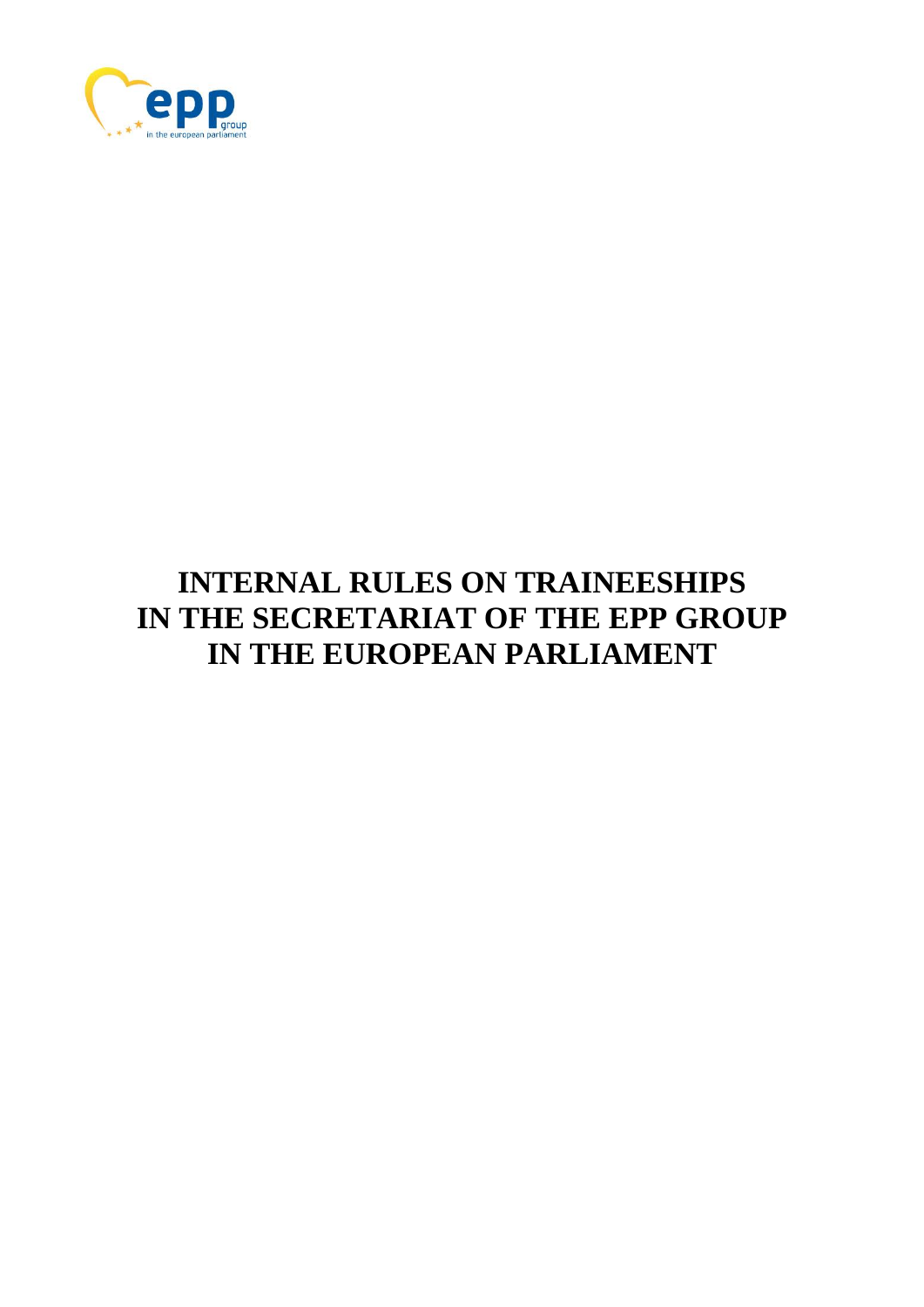# INTERNAL RULES ON TRAINEESHIPS IN THE SECRETARIAT OF THE EPP GROUP IN THE EUROPEAN PARLIAMENT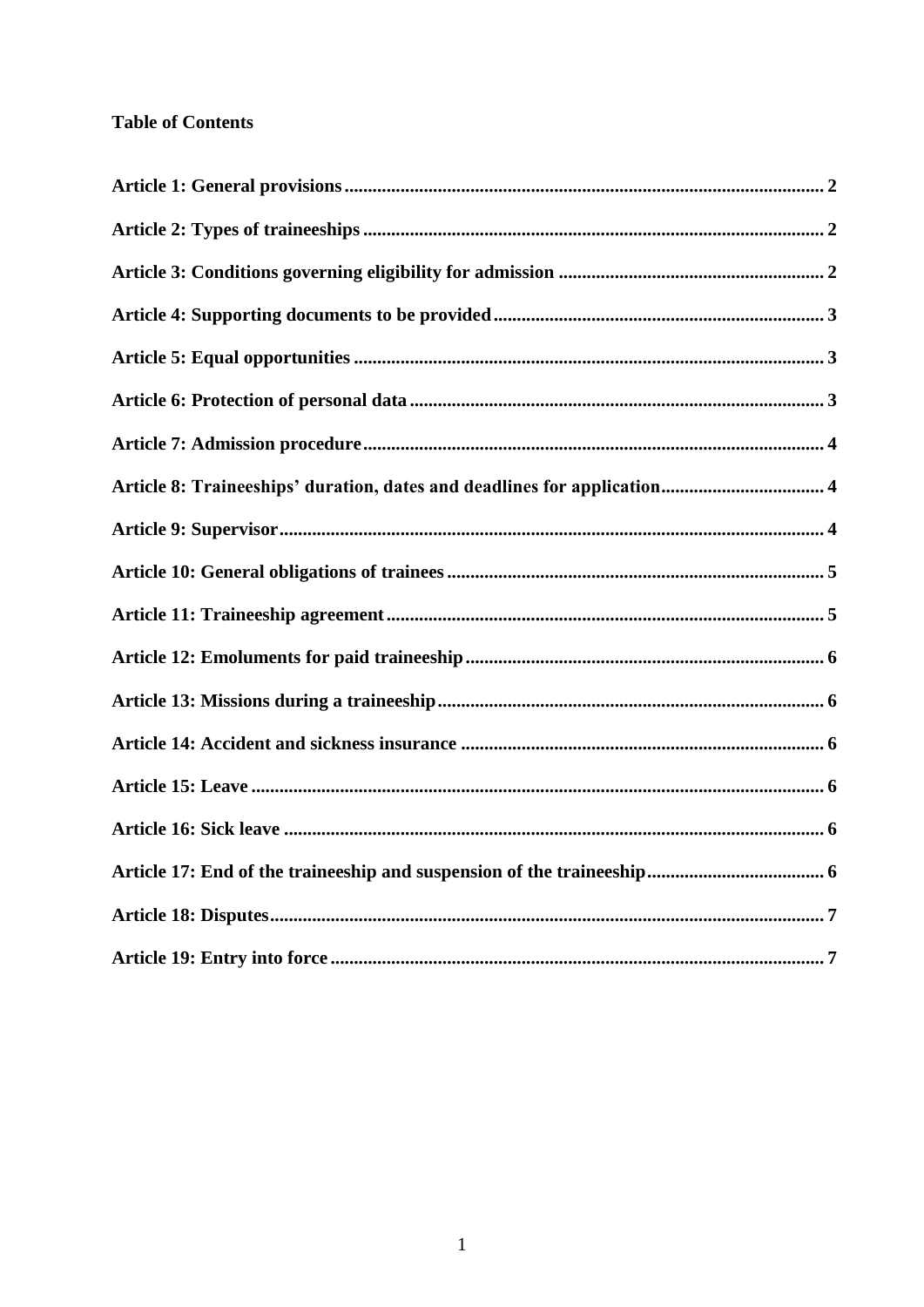**Table of Contents**

| | |
|---|---|
| **Article 1: General provisions** | **2** |
| **Article 2: Types of traineeships** | **2** |
| **Article 3: Conditions governing eligibility for admission** | **2** |
| **Article 4: Supporting documents to be provided** | **3** |
| **Article 5: Equal opportunities** | **3** |
| **Article 6: Protection of personal data** | **3** |
| **Article 7: Admission procedure** | **4** |
| **Article 8: Traineeships' duration, dates and deadlines for application** | **4** |
| **Article 9: Supervisor** | **4** |
| **Article 10: General obligations of trainees** | **5** |
| **Article 11: Traineeship agreement** | **5** |
| **Article 12: Emoluments for paid traineeship** | **6** |
| **Article 13: Missions during a traineeship** | **6** |
| **Article 14: Accident and sickness insurance** | **6** |
| **Article 15: Leave** | **6** |
| **Article 16: Sick leave** | **6** |
| **Article 17: End of the traineeship and suspension of the traineeship** | **6** |
| **Article 18: Disputes** | **7** |
| **Article 19: Entry into force** | **7** |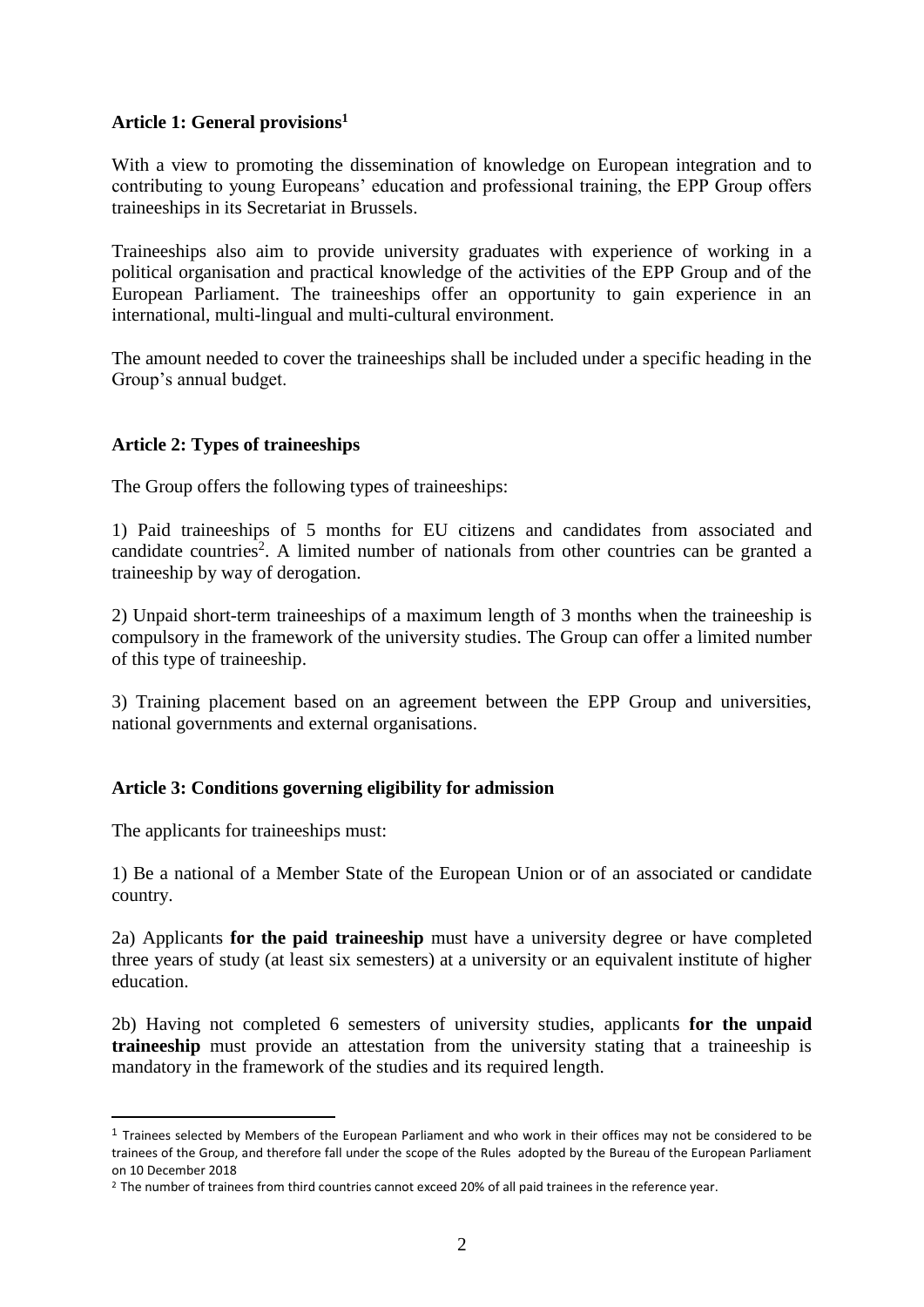**Article 1: General provisions[1]**

With a view to promoting the dissemination of knowledge on European integration and to contributing to young Europeans' education and professional training, the EPP Group offers traineeships in its Secretariat in Brussels.

Traineeships also aim to provide university graduates with experience of working in a political organisation and practical knowledge of the activities of the EPP Group and of the European Parliament. The traineeships offer an opportunity to gain experience in an international, multi-lingual and multi-cultural environment.

The amount needed to cover the traineeships shall be included under a specific heading in the Group's annual budget.

**Article 2: Types of traineeships**

The Group offers the following types of traineeships:

1) Paid traineeships of 5 months for EU citizens and candidates from associated and candidate countries[2]. A limited number of nationals from other countries can be granted a traineeship by way of derogation.

2) Unpaid short-term traineeships of a maximum length of 3 months when the traineeship is compulsory in the framework of the university studies. The Group can offer a limited number of this type of traineeship.

3) Training placement based on an agreement between the EPP Group and universities, national governments and external organisations.

**Article 3: Conditions governing eligibility for admission**

The applicants for traineeships must:

1) Be a national of a Member State of the European Union or of an associated or candidate country.

2a) Applicants **for the paid traineeship** must have a university degree or have completed three years of study (at least six semesters) at a university or an equivalent institute of higher education.

2b) Having not completed 6 semesters of university studies, applicants **for the unpaid traineeship** must provide an attestation from the university stating that a traineeship is mandatory in the framework of the studies and its required length.

---

[1] Trainees selected by Members of the European Parliament and who work in their offices may not be considered to be trainees of the Group, and therefore fall under the scope of the Rules adopted by the Bureau of the European Parliament on 10 December 2018

[2] The number of trainees from third countries cannot exceed 20% of all paid trainees in the reference year.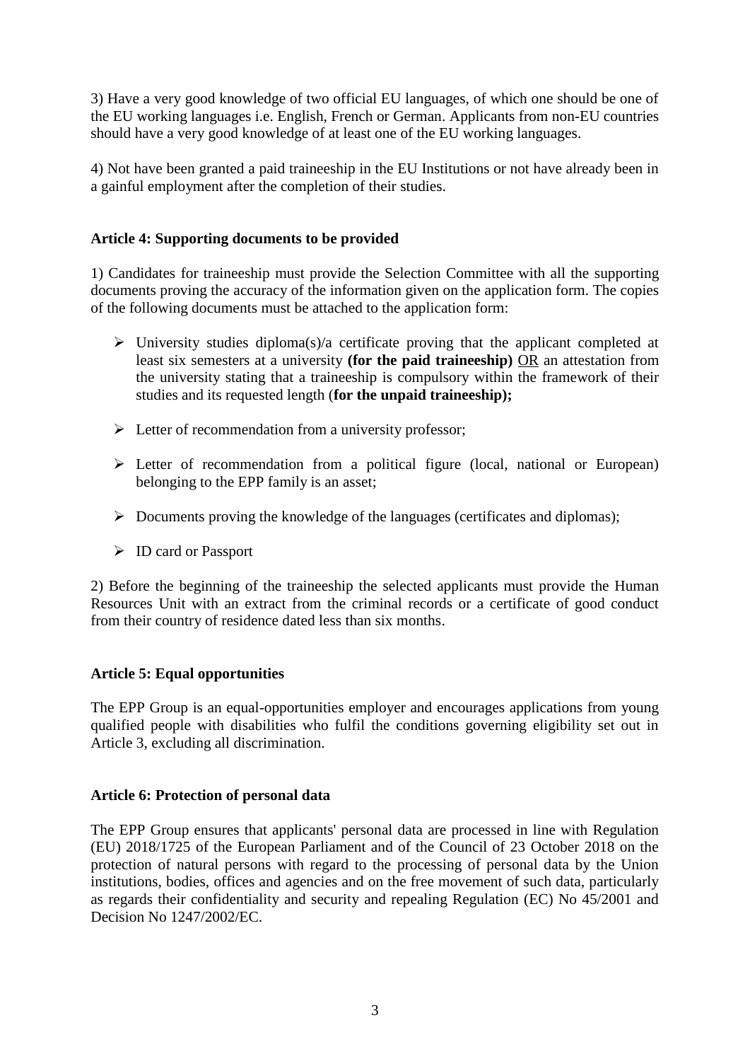3) Have a very good knowledge of two official EU languages, of which one should be one of the EU working languages i.e. English, French or German. Applicants from non-EU countries should have a very good knowledge of at least one of the EU working languages.

4) Not have been granted a paid traineeship in the EU Institutions or not have already been in a gainful employment after the completion of their studies.

**Article 4: Supporting documents to be provided**

1) Candidates for traineeship must provide the Selection Committee with all the supporting documents proving the accuracy of the information given on the application form. The copies of the following documents must be attached to the application form:

- University studies diploma(s)/a certificate proving that the applicant completed at least six semesters at a university **(for the paid traineeship)** <u>OR</u> an attestation from the university stating that a traineeship is compulsory within the framework of their studies and its requested length (**for the unpaid traineeship);**
- Letter of recommendation from a university professor;
- Letter of recommendation from a political figure (local, national or European) belonging to the EPP family is an asset;
- Documents proving the knowledge of the languages (certificates and diplomas);
- ID card or Passport

2) Before the beginning of the traineeship the selected applicants must provide the Human Resources Unit with an extract from the criminal records or a certificate of good conduct from their country of residence dated less than six months.

**Article 5: Equal opportunities**

The EPP Group is an equal-opportunities employer and encourages applications from young qualified people with disabilities who fulfil the conditions governing eligibility set out in Article 3, excluding all discrimination.

**Article 6: Protection of personal data**

The EPP Group ensures that applicants' personal data are processed in line with Regulation (EU) 2018/1725 of the European Parliament and of the Council of 23 October 2018 on the protection of natural persons with regard to the processing of personal data by the Union institutions, bodies, offices and agencies and on the free movement of such data, particularly as regards their confidentiality and security and repealing Regulation (EC) No 45/2001 and Decision No 1247/2002/EC.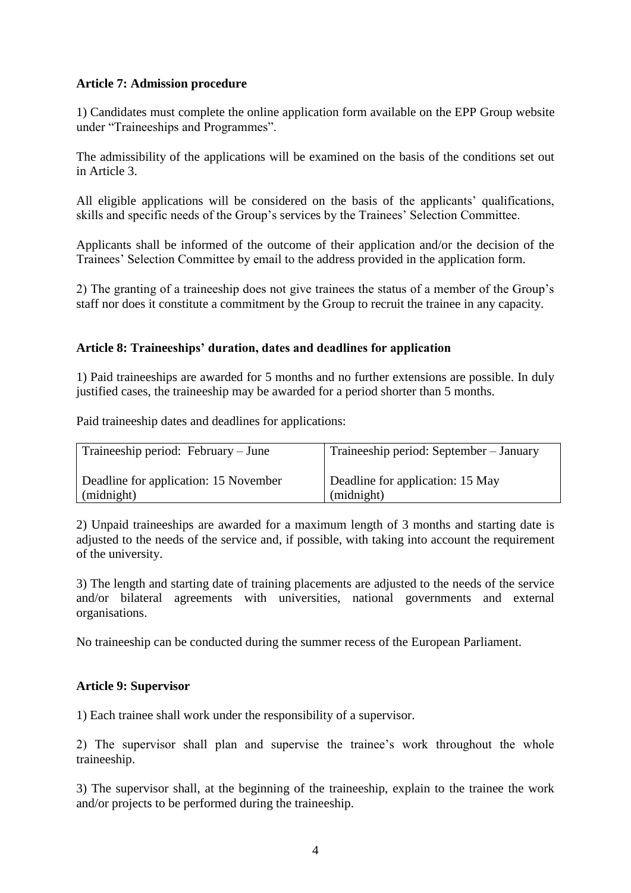**Article 7: Admission procedure**

1) Candidates must complete the online application form available on the EPP Group website under "Traineeships and Programmes".

The admissibility of the applications will be examined on the basis of the conditions set out in Article 3.

All eligible applications will be considered on the basis of the applicants' qualifications, skills and specific needs of the Group's services by the Trainees' Selection Committee.

Applicants shall be informed of the outcome of their application and/or the decision of the Trainees' Selection Committee by email to the address provided in the application form.

2) The granting of a traineeship does not give trainees the status of a member of the Group's staff nor does it constitute a commitment by the Group to recruit the trainee in any capacity.

**Article 8: Traineeships' duration, dates and deadlines for application**

1) Paid traineeships are awarded for 5 months and no further extensions are possible. In duly justified cases, the traineeship may be awarded for a period shorter than 5 months.

Paid traineeship dates and deadlines for applications:

| Traineeship period: February – June | Traineeship period: September – January |
| --- | --- |
| Deadline for application: 15 November (midnight) | Deadline for application: 15 May (midnight) |

2) Unpaid traineeships are awarded for a maximum length of 3 months and starting date is adjusted to the needs of the service and, if possible, with taking into account the requirement of the university.

3) The length and starting date of training placements are adjusted to the needs of the service and/or bilateral agreements with universities, national governments and external organisations.

No traineeship can be conducted during the summer recess of the European Parliament.

**Article 9: Supervisor**

1) Each trainee shall work under the responsibility of a supervisor.

2) The supervisor shall plan and supervise the trainee's work throughout the whole traineeship.

3) The supervisor shall, at the beginning of the traineeship, explain to the trainee the work and/or projects to be performed during the traineeship.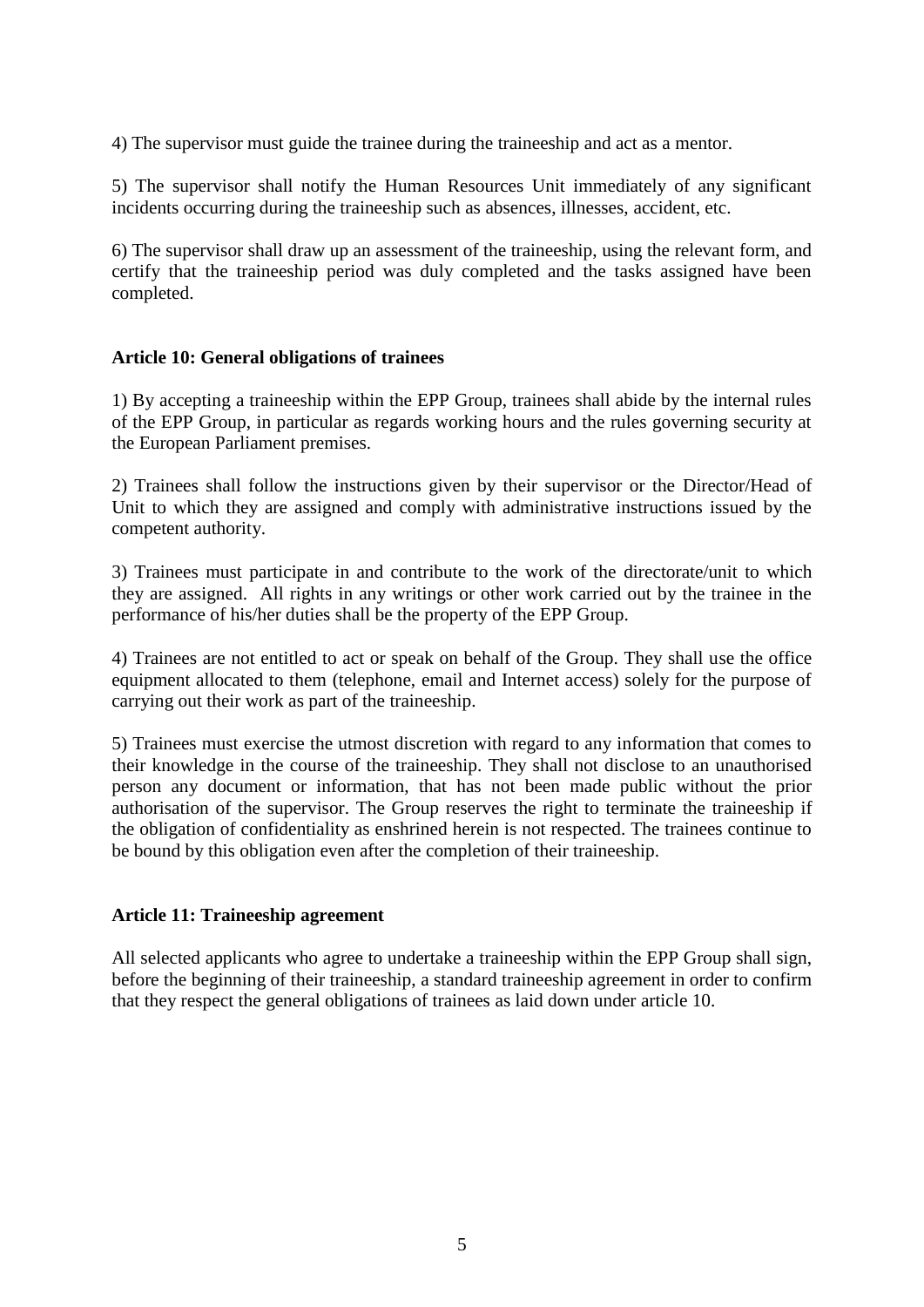4) The supervisor must guide the trainee during the traineeship and act as a mentor.

5) The supervisor shall notify the Human Resources Unit immediately of any significant incidents occurring during the traineeship such as absences, illnesses, accident, etc.

6) The supervisor shall draw up an assessment of the traineeship, using the relevant form, and certify that the traineeship period was duly completed and the tasks assigned have been completed.

**Article 10: General obligations of trainees**

1) By accepting a traineeship within the EPP Group, trainees shall abide by the internal rules of the EPP Group, in particular as regards working hours and the rules governing security at the European Parliament premises.

2) Trainees shall follow the instructions given by their supervisor or the Director/Head of Unit to which they are assigned and comply with administrative instructions issued by the competent authority.

3) Trainees must participate in and contribute to the work of the directorate/unit to which they are assigned. All rights in any writings or other work carried out by the trainee in the performance of his/her duties shall be the property of the EPP Group.

4) Trainees are not entitled to act or speak on behalf of the Group. They shall use the office equipment allocated to them (telephone, email and Internet access) solely for the purpose of carrying out their work as part of the traineeship.

5) Trainees must exercise the utmost discretion with regard to any information that comes to their knowledge in the course of the traineeship. They shall not disclose to an unauthorised person any document or information, that has not been made public without the prior authorisation of the supervisor. The Group reserves the right to terminate the traineeship if the obligation of confidentiality as enshrined herein is not respected. The trainees continue to be bound by this obligation even after the completion of their traineeship.

**Article 11: Traineeship agreement**

All selected applicants who agree to undertake a traineeship within the EPP Group shall sign, before the beginning of their traineeship, a standard traineeship agreement in order to confirm that they respect the general obligations of trainees as laid down under article 10.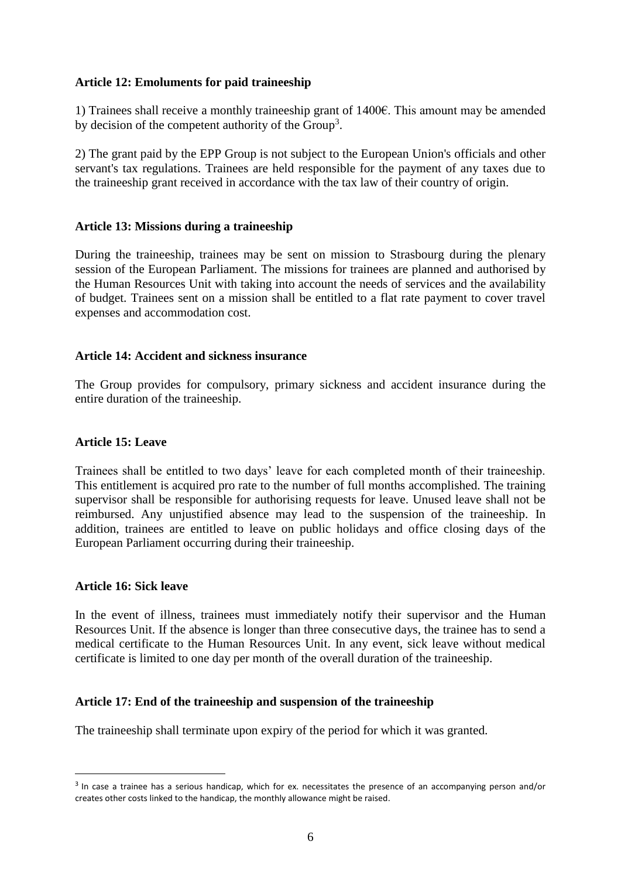**Article 12: Emoluments for paid traineeship**

1) Trainees shall receive a monthly traineeship grant of 1400€. This amount may be amended by decision of the competent authority of the Group[3].

2) The grant paid by the EPP Group is not subject to the European Union's officials and other servant's tax regulations. Trainees are held responsible for the payment of any taxes due to the traineeship grant received in accordance with the tax law of their country of origin.

**Article 13: Missions during a traineeship**

During the traineeship, trainees may be sent on mission to Strasbourg during the plenary session of the European Parliament. The missions for trainees are planned and authorised by the Human Resources Unit with taking into account the needs of services and the availability of budget. Trainees sent on a mission shall be entitled to a flat rate payment to cover travel expenses and accommodation cost.

**Article 14: Accident and sickness insurance**

The Group provides for compulsory, primary sickness and accident insurance during the entire duration of the traineeship.

**Article 15: Leave**

Trainees shall be entitled to two days' leave for each completed month of their traineeship. This entitlement is acquired pro rate to the number of full months accomplished. The training supervisor shall be responsible for authorising requests for leave. Unused leave shall not be reimbursed. Any unjustified absence may lead to the suspension of the traineeship. In addition, trainees are entitled to leave on public holidays and office closing days of the European Parliament occurring during their traineeship.

**Article 16: Sick leave**

In the event of illness, trainees must immediately notify their supervisor and the Human Resources Unit. If the absence is longer than three consecutive days, the trainee has to send a medical certificate to the Human Resources Unit. In any event, sick leave without medical certificate is limited to one day per month of the overall duration of the traineeship.

**Article 17: End of the traineeship and suspension of the traineeship**

The traineeship shall terminate upon expiry of the period for which it was granted.

---

[3] In case a trainee has a serious handicap, which for ex. necessitates the presence of an accompanying person and/or creates other costs linked to the handicap, the monthly allowance might be raised.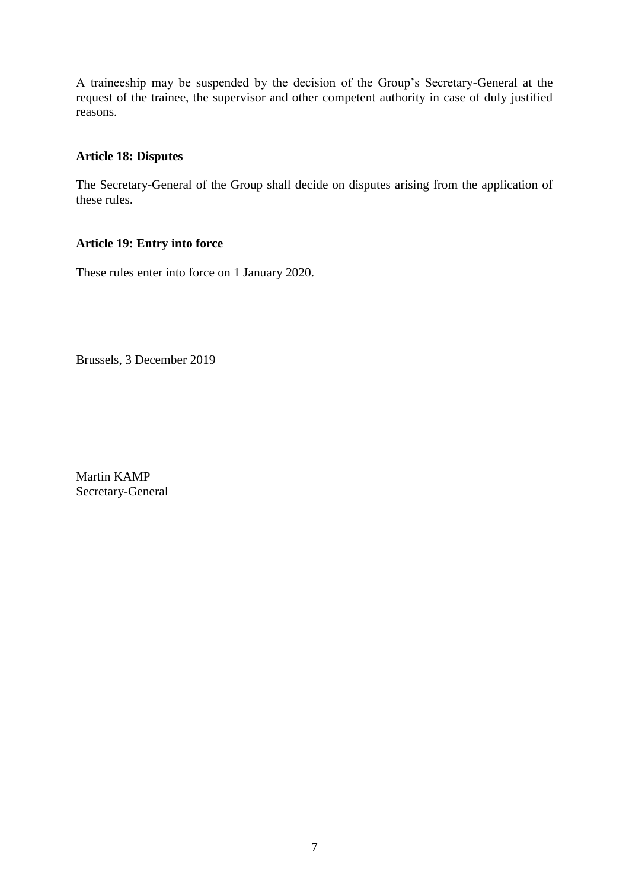A traineeship may be suspended by the decision of the Group's Secretary-General at the request of the trainee, the supervisor and other competent authority in case of duly justified reasons.

**Article 18: Disputes**

The Secretary-General of the Group shall decide on disputes arising from the application of these rules.

**Article 19: Entry into force**

These rules enter into force on 1 January 2020.

Brussels, 3 December 2019

Martin KAMP
Secretary-General